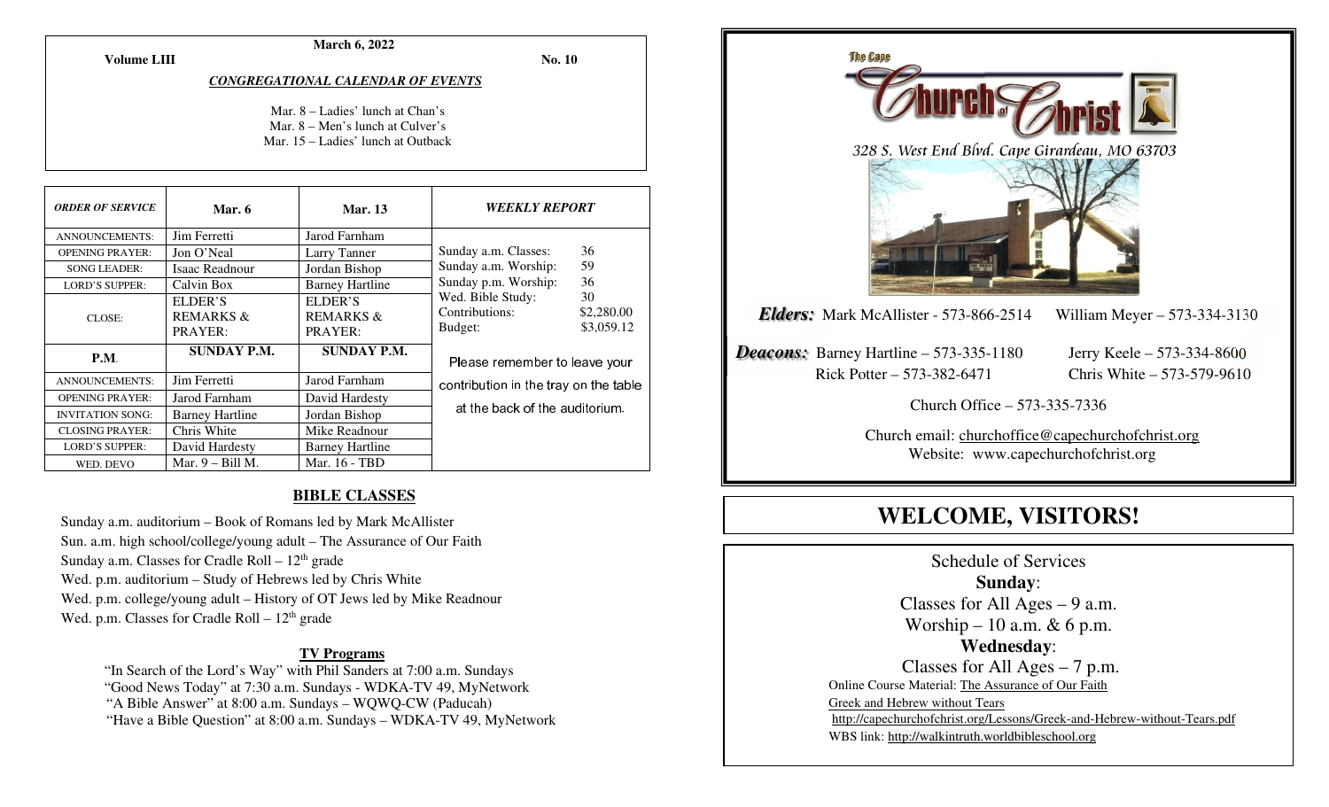**March 6, 2022**

**Volume LIII** **No. 10**

***CONGREGATIONAL CALENDAR OF EVENTS***

Mar. 8 – Ladies' lunch at Chan's
Mar. 8 – Men's lunch at Culver's
Mar. 15 – Ladies' lunch at Outback

| *ORDER OF SERVICE* | Mar. 6 | Mar. 13 |
|---|---|---|
| ANNOUNCEMENTS: | Jim Ferretti | Jarod Farnham |
| OPENING PRAYER: | Jon O'Neal | Larry Tanner |
| SONG LEADER: | Isaac Readnour | Jordan Bishop |
| LORD'S SUPPER: | Calvin Box | Barney Hartline |
| CLOSE: | ELDER'S REMARKS & PRAYER: | ELDER'S REMARKS & PRAYER: |
| **P.M.** | **SUNDAY P.M.** | **SUNDAY P.M.** |
| ANNOUNCEMENTS: | Jim Ferretti | Jarod Farnham |
| OPENING PRAYER: | Jarod Farnham | David Hardesty |
| INVITATION SONG: | Barney Hartline | Jordan Bishop |
| CLOSING PRAYER: | Chris White | Mike Readnour |
| LORD'S SUPPER: | David Hardesty | Barney Hartline |
| WED. DEVO | Mar. 9 – Bill M. | Mar. 16 - TBD |

***WEEKLY REPORT***

| | |
|---|---|
| Sunday a.m. Classes: | 36 |
| Sunday a.m. Worship: | 59 |
| Sunday p.m. Worship: | 36 |
| Wed. Bible Study: | 30 |
| Contributions: | $2,280.00 |
| Budget: | $3,059.12 |

Please remember to leave your contribution in the tray on the table at the back of the auditorium.

## BIBLE CLASSES

Sunday a.m. auditorium – Book of Romans led by Mark McAllister
Sun. a.m. high school/college/young adult – The Assurance of Our Faith
Sunday a.m. Classes for Cradle Roll – 12th grade
Wed. p.m. auditorium – Study of Hebrews led by Chris White
Wed. p.m. college/young adult – History of OT Jews led by Mike Readnour
Wed. p.m. Classes for Cradle Roll – 12th grade

### TV Programs

"In Search of the Lord's Way" with Phil Sanders at 7:00 a.m. Sundays
"Good News Today" at 7:30 a.m. Sundays - WDKA-TV 49, MyNetwork
"A Bible Answer" at 8:00 a.m. Sundays – WQWQ-CW (Paducah)
"Have a Bible Question" at 8:00 a.m. Sundays – WDKA-TV 49, MyNetwork

# The Cape Church of Christ

328 S. West End Blvd. Cape Girardeau, MO 63703

***Elders:*** Mark McAllister - 573-866-2514 William Meyer – 573-334-3130

***Deacons:*** Barney Hartline – 573-335-1180 Jerry Keele – 573-334-8600
Rick Potter – 573-382-6471 Chris White – 573-579-9610

Church Office – 573-335-7336

Church email: churchoffice@capechurchofchrist.org
Website: www.capechurchofchrist.org

# WELCOME, VISITORS!

Schedule of Services

**Sunday**:
Classes for All Ages – 9 a.m.
Worship – 10 a.m. & 6 p.m.

**Wednesday**:
Classes for All Ages – 7 p.m.

Online Course Material: The Assurance of Our Faith
Greek and Hebrew without Tears
http://capechurchofchrist.org/Lessons/Greek-and-Hebrew-without-Tears.pdf
WBS link: http://walkintruth.worldbibleschool.org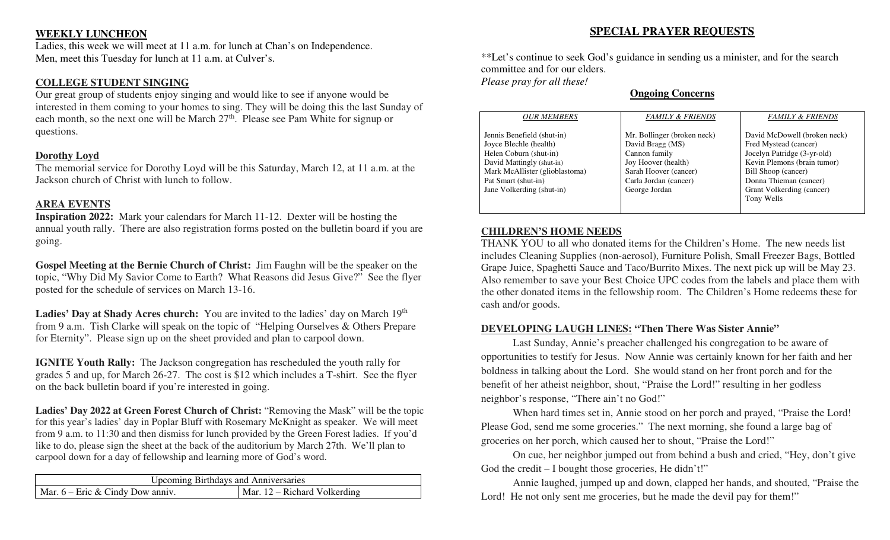## WEEKLY LUNCHEON

Ladies, this week we will meet at 11 a.m. for lunch at Chan's on Independence.
Men, meet this Tuesday for lunch at 11 a.m. at Culver's.

## COLLEGE STUDENT SINGING

Our great group of students enjoy singing and would like to see if anyone would be interested in them coming to your homes to sing. They will be doing this the last Sunday of each month, so the next one will be March 27th. Please see Pam White for signup or questions.

## Dorothy Loyd

The memorial service for Dorothy Loyd will be this Saturday, March 12, at 11 a.m. at the Jackson church of Christ with lunch to follow.

## AREA EVENTS

**Inspiration 2022:** Mark your calendars for March 11-12. Dexter will be hosting the annual youth rally. There are also registration forms posted on the bulletin board if you are going.

**Gospel Meeting at the Bernie Church of Christ:** Jim Faughn will be the speaker on the topic, "Why Did My Savior Come to Earth? What Reasons did Jesus Give?" See the flyer posted for the schedule of services on March 13-16.

**Ladies' Day at Shady Acres church:** You are invited to the ladies' day on March 19th from 9 a.m. Tish Clarke will speak on the topic of "Helping Ourselves & Others Prepare for Eternity". Please sign up on the sheet provided and plan to carpool down.

**IGNITE Youth Rally:** The Jackson congregation has rescheduled the youth rally for grades 5 and up, for March 26-27. The cost is $12 which includes a T-shirt. See the flyer on the back bulletin board if you're interested in going.

**Ladies' Day 2022 at Green Forest Church of Christ:** "Removing the Mask" will be the topic for this year's ladies' day in Poplar Bluff with Rosemary McKnight as speaker. We will meet from 9 a.m. to 11:30 and then dismiss for lunch provided by the Green Forest ladies. If you'd like to do, please sign the sheet at the back of the auditorium by March 27th. We'll plan to carpool down for a day of fellowship and learning more of God's word.

| Upcoming Birthdays and Anniversaries | |
|---|---|
| Mar. 6 – Eric & Cindy Dow anniv. | Mar. 12 – Richard Volkerding |

## SPECIAL PRAYER REQUESTS

**Let's continue to seek God's guidance in sending us a minister, and for the search committee and for our elders.
*Please pray for all these!*

### Ongoing Concerns

| *OUR MEMBERS* | *FAMILY & FRIENDS* | *FAMILY & FRIENDS* |
|---|---|---|
| Jennis Benefield (shut-in) | Mr. Bollinger (broken neck) | David McDowell (broken neck) |
| Joyce Blechle (health) | David Bragg (MS) | Fred Mystead (cancer) |
| Helen Coburn (shut-in) | Cannon family | Jocelyn Patridge (3-yr-old) |
| David Mattingly (shut-in) | Joy Hoover (health) | Kevin Plemons (brain tumor) |
| Mark McAllister (glioblastoma) | Sarah Hoover (cancer) | Bill Shoop (cancer) |
| Pat Smart (shut-in) | Carla Jordan (cancer) | Donna Thieman (cancer) |
| Jane Volkerding (shut-in) | George Jordan | Grant Volkerding (cancer) |
| | | Tony Wells |

## CHILDREN'S HOME NEEDS

THANK YOU to all who donated items for the Children's Home. The new needs list includes Cleaning Supplies (non-aerosol), Furniture Polish, Small Freezer Bags, Bottled Grape Juice, Spaghetti Sauce and Taco/Burrito Mixes. The next pick up will be May 23. Also remember to save your Best Choice UPC codes from the labels and place them with the other donated items in the fellowship room. The Children's Home redeems these for cash and/or goods.

## DEVELOPING LAUGH LINES: "Then There Was Sister Annie"

Last Sunday, Annie's preacher challenged his congregation to be aware of opportunities to testify for Jesus. Now Annie was certainly known for her faith and her boldness in talking about the Lord. She would stand on her front porch and for the benefit of her atheist neighbor, shout, "Praise the Lord!" resulting in her godless neighbor's response, "There ain't no God!"

When hard times set in, Annie stood on her porch and prayed, "Praise the Lord! Please God, send me some groceries." The next morning, she found a large bag of groceries on her porch, which caused her to shout, "Praise the Lord!"

On cue, her neighbor jumped out from behind a bush and cried, "Hey, don't give God the credit – I bought those groceries, He didn't!"

Annie laughed, jumped up and down, clapped her hands, and shouted, "Praise the Lord! He not only sent me groceries, but he made the devil pay for them!"